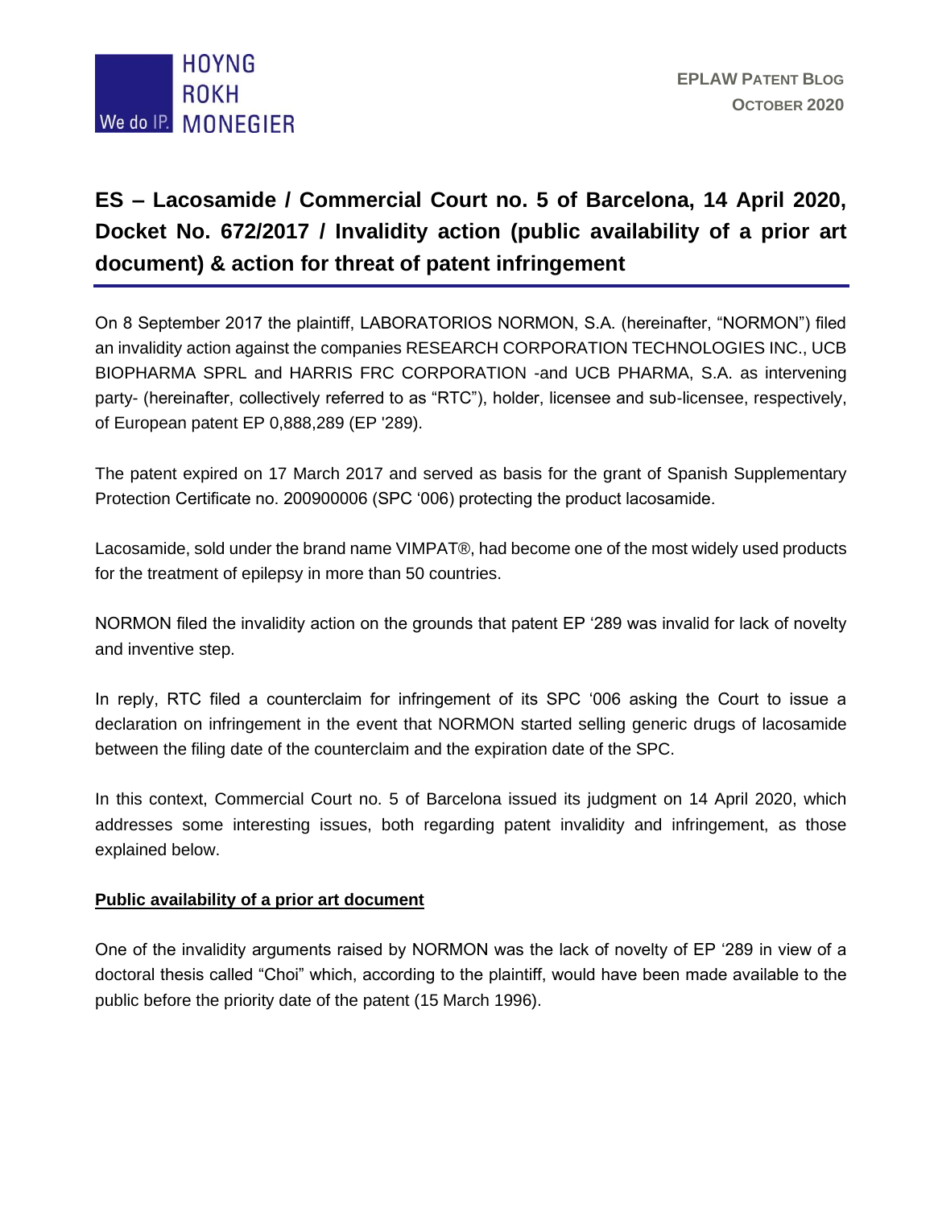# ES – Lacosamide / Commercial Court no. 5 of Barcelona, 14 April 2020, Docket No. 672/2017 / Invalidity action (public availability of a prior art document) & action for threat of patent infringement

On 8 September 2017 the plaintiff, LABORATORIOS NORMON, S.A. (hereinafter, "NORMON") filed an invalidity action against the companies RESEARCH CORPORATION TECHNOLOGIES INC., UCB BIOPHARMA SPRL and HARRIS FRC CORPORATION -and UCB PHARMA, S.A. as intervening party- (hereinafter, collectively referred to as "RTC"), holder, licensee and sub-licensee, respectively, of European patent EP 0,888,289 (EP '289).

The patent expired on 17 March 2017 and served as basis for the grant of Spanish Supplementary Protection Certificate no. 200900006 (SPC '006) protecting the product lacosamide.

Lacosamide, sold under the brand name VIMPAT®, had become one of the most widely used products for the treatment of epilepsy in more than 50 countries.

NORMON filed the invalidity action on the grounds that patent EP '289 was invalid for lack of novelty and inventive step.

In reply, RTC filed a counterclaim for infringement of its SPC '006 asking the Court to issue a declaration on infringement in the event that NORMON started selling generic drugs of lacosamide between the filing date of the counterclaim and the expiration date of the SPC.

In this context, Commercial Court no. 5 of Barcelona issued its judgment on 14 April 2020, which addresses some interesting issues, both regarding patent invalidity and infringement, as those explained below.

**Public availability of a prior art document**

One of the invalidity arguments raised by NORMON was the lack of novelty of EP '289 in view of a doctoral thesis called "Choi" which, according to the plaintiff, would have been made available to the public before the priority date of the patent (15 March 1996).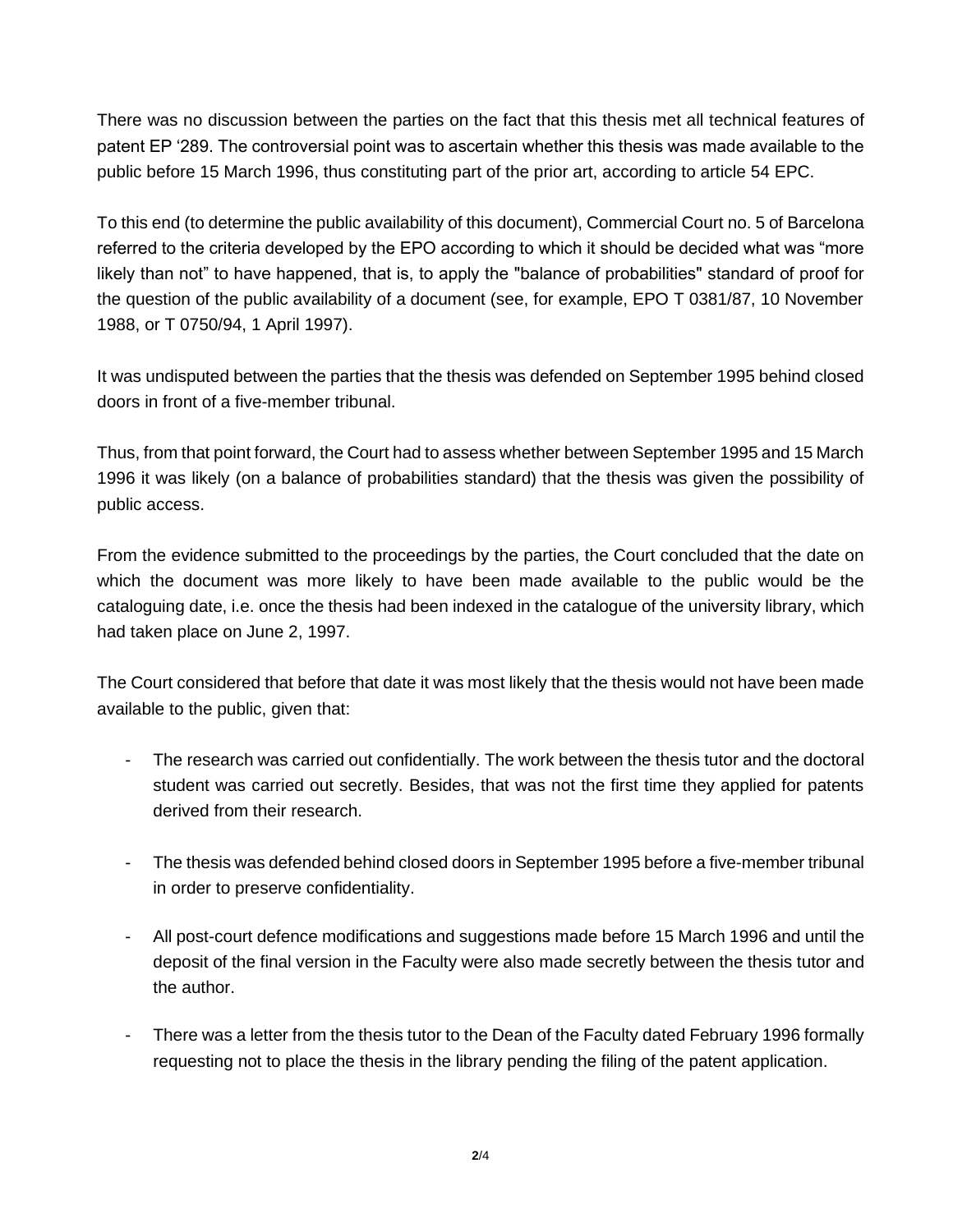There was no discussion between the parties on the fact that this thesis met all technical features of patent EP '289. The controversial point was to ascertain whether this thesis was made available to the public before 15 March 1996, thus constituting part of the prior art, according to article 54 EPC.

To this end (to determine the public availability of this document), Commercial Court no. 5 of Barcelona referred to the criteria developed by the EPO according to which it should be decided what was "more likely than not" to have happened, that is, to apply the "balance of probabilities" standard of proof for the question of the public availability of a document (see, for example, EPO T 0381/87, 10 November 1988, or T 0750/94, 1 April 1997).

It was undisputed between the parties that the thesis was defended on September 1995 behind closed doors in front of a five-member tribunal.

Thus, from that point forward, the Court had to assess whether between September 1995 and 15 March 1996 it was likely (on a balance of probabilities standard) that the thesis was given the possibility of public access.

From the evidence submitted to the proceedings by the parties, the Court concluded that the date on which the document was more likely to have been made available to the public would be the cataloguing date, i.e. once the thesis had been indexed in the catalogue of the university library, which had taken place on June 2, 1997.

The Court considered that before that date it was most likely that the thesis would not have been made available to the public, given that:

- The research was carried out confidentially. The work between the thesis tutor and the doctoral student was carried out secretly. Besides, that was not the first time they applied for patents derived from their research.
- The thesis was defended behind closed doors in September 1995 before a five-member tribunal in order to preserve confidentiality.
- All post-court defence modifications and suggestions made before 15 March 1996 and until the deposit of the final version in the Faculty were also made secretly between the thesis tutor and the author.
- There was a letter from the thesis tutor to the Dean of the Faculty dated February 1996 formally requesting not to place the thesis in the library pending the filing of the patent application.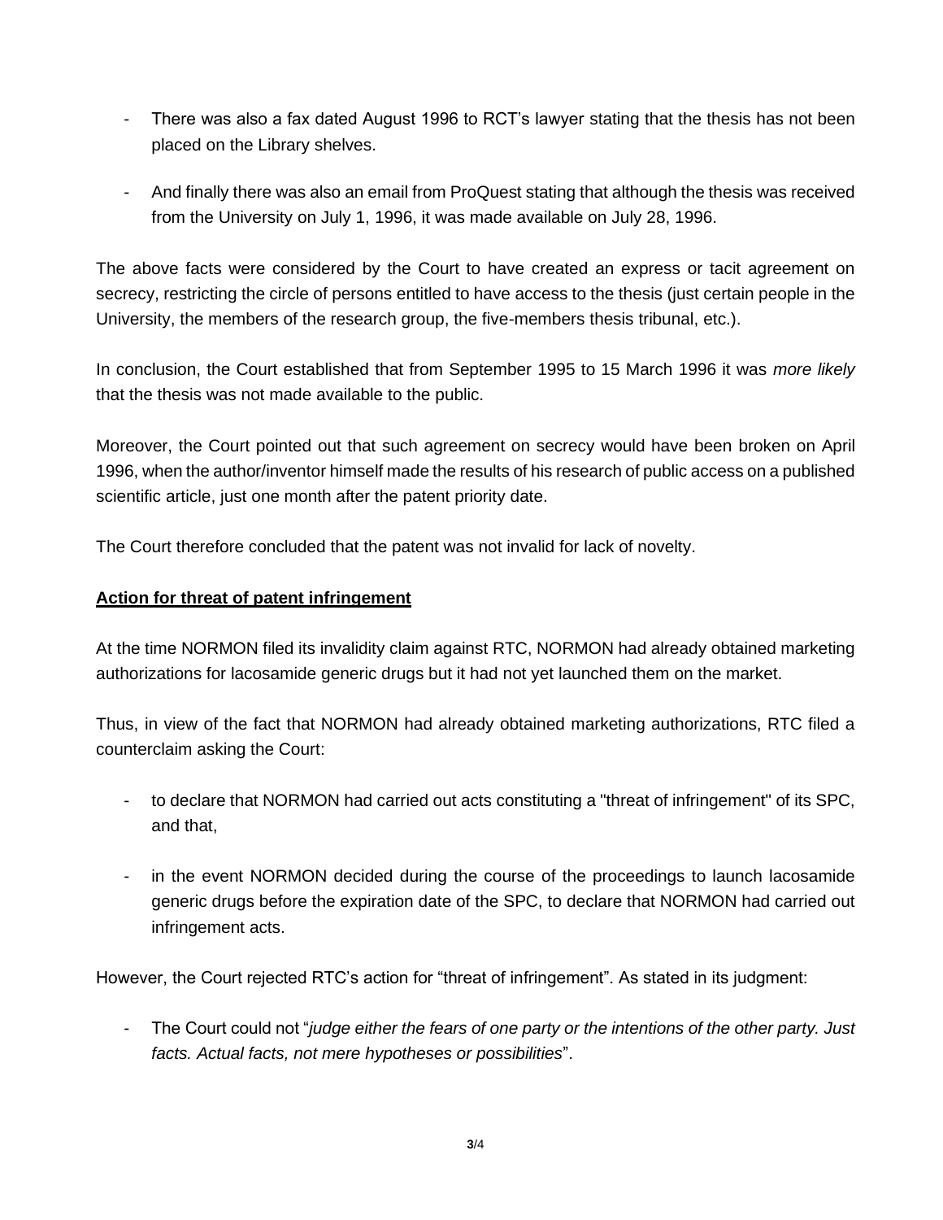- There was also a fax dated August 1996 to RCT's lawyer stating that the thesis has not been placed on the Library shelves.

- And finally there was also an email from ProQuest stating that although the thesis was received from the University on July 1, 1996, it was made available on July 28, 1996.

The above facts were considered by the Court to have created an express or tacit agreement on secrecy, restricting the circle of persons entitled to have access to the thesis (just certain people in the University, the members of the research group, the five-members thesis tribunal, etc.).

In conclusion, the Court established that from September 1995 to 15 March 1996 it was *more likely* that the thesis was not made available to the public.

Moreover, the Court pointed out that such agreement on secrecy would have been broken on April 1996, when the author/inventor himself made the results of his research of public access on a published scientific article, just one month after the patent priority date.

The Court therefore concluded that the patent was not invalid for lack of novelty.

**Action for threat of patent infringement**

At the time NORMON filed its invalidity claim against RTC, NORMON had already obtained marketing authorizations for lacosamide generic drugs but it had not yet launched them on the market.

Thus, in view of the fact that NORMON had already obtained marketing authorizations, RTC filed a counterclaim asking the Court:

- to declare that NORMON had carried out acts constituting a "threat of infringement" of its SPC, and that,

- in the event NORMON decided during the course of the proceedings to launch lacosamide generic drugs before the expiration date of the SPC, to declare that NORMON had carried out infringement acts.

However, the Court rejected RTC's action for "threat of infringement". As stated in its judgment:

- The Court could not "*judge either the fears of one party or the intentions of the other party. Just facts. Actual facts, not mere hypotheses or possibilities*".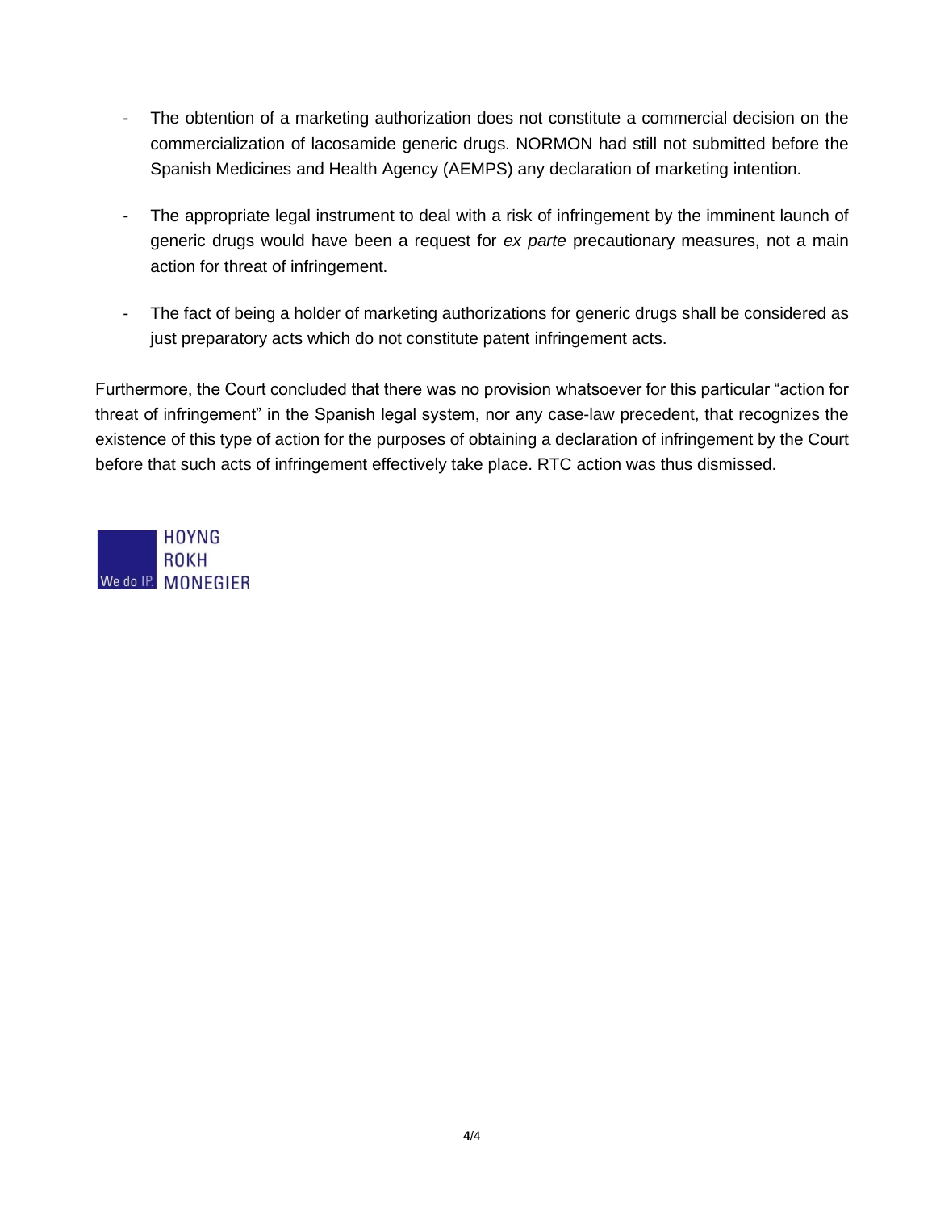- The obtention of a marketing authorization does not constitute a commercial decision on the commercialization of lacosamide generic drugs. NORMON had still not submitted before the Spanish Medicines and Health Agency (AEMPS) any declaration of marketing intention.

- The appropriate legal instrument to deal with a risk of infringement by the imminent launch of generic drugs would have been a request for *ex parte* precautionary measures, not a main action for threat of infringement.

- The fact of being a holder of marketing authorizations for generic drugs shall be considered as just preparatory acts which do not constitute patent infringement acts.

Furthermore, the Court concluded that there was no provision whatsoever for this particular "action for threat of infringement" in the Spanish legal system, nor any case-law precedent, that recognizes the existence of this type of action for the purposes of obtaining a declaration of infringement by the Court before that such acts of infringement effectively take place. RTC action was thus dismissed.

HOYNG ROKH MONEGIER
We do IP.